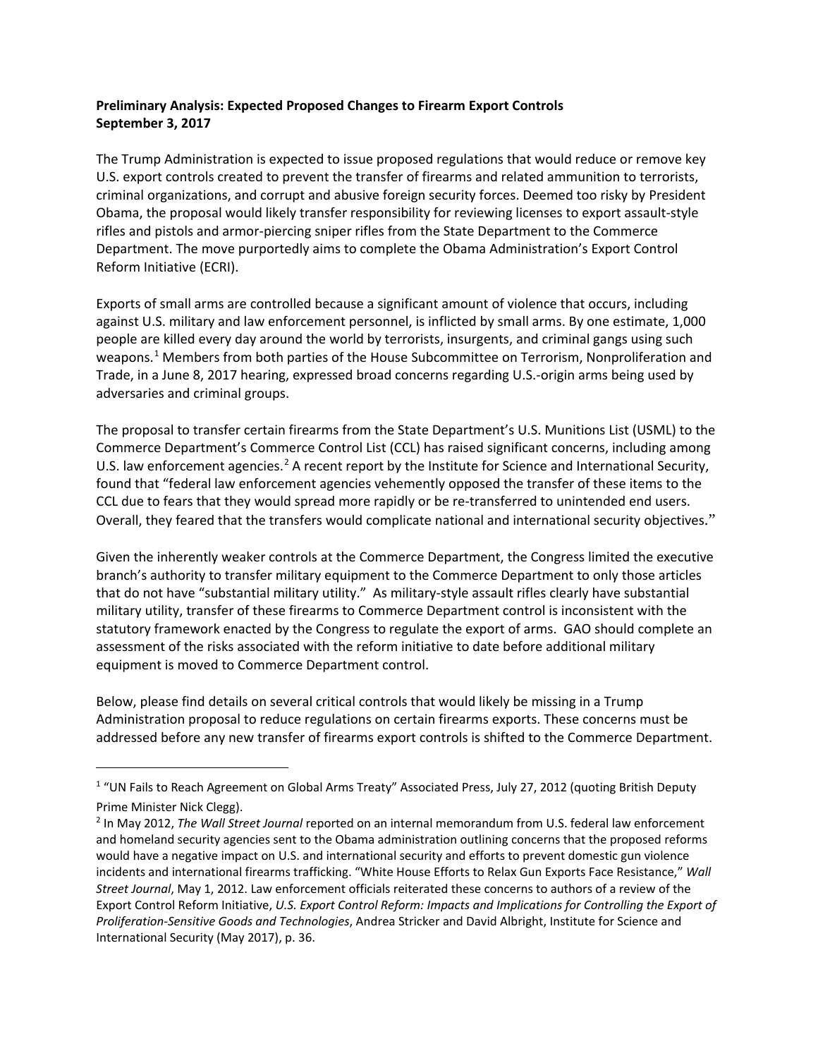**Preliminary Analysis: Expected Proposed Changes to Firearm Export Controls**
**September 3, 2017**

The Trump Administration is expected to issue proposed regulations that would reduce or remove key U.S. export controls created to prevent the transfer of firearms and related ammunition to terrorists, criminal organizations, and corrupt and abusive foreign security forces. Deemed too risky by President Obama, the proposal would likely transfer responsibility for reviewing licenses to export assault-style rifles and pistols and armor-piercing sniper rifles from the State Department to the Commerce Department. The move purportedly aims to complete the Obama Administration's Export Control Reform Initiative (ECRI).

Exports of small arms are controlled because a significant amount of violence that occurs, including against U.S. military and law enforcement personnel, is inflicted by small arms. By one estimate, 1,000 people are killed every day around the world by terrorists, insurgents, and criminal gangs using such weapons.[1] Members from both parties of the House Subcommittee on Terrorism, Nonproliferation and Trade, in a June 8, 2017 hearing, expressed broad concerns regarding U.S.-origin arms being used by adversaries and criminal groups.

The proposal to transfer certain firearms from the State Department's U.S. Munitions List (USML) to the Commerce Department's Commerce Control List (CCL) has raised significant concerns, including among U.S. law enforcement agencies.[2] A recent report by the Institute for Science and International Security, found that "federal law enforcement agencies vehemently opposed the transfer of these items to the CCL due to fears that they would spread more rapidly or be re-transferred to unintended end users. Overall, they feared that the transfers would complicate national and international security objectives."

Given the inherently weaker controls at the Commerce Department, the Congress limited the executive branch's authority to transfer military equipment to the Commerce Department to only those articles that do not have "substantial military utility." As military-style assault rifles clearly have substantial military utility, transfer of these firearms to Commerce Department control is inconsistent with the statutory framework enacted by the Congress to regulate the export of arms. GAO should complete an assessment of the risks associated with the reform initiative to date before additional military equipment is moved to Commerce Department control.

Below, please find details on several critical controls that would likely be missing in a Trump Administration proposal to reduce regulations on certain firearms exports. These concerns must be addressed before any new transfer of firearms export controls is shifted to the Commerce Department.

---

[1] "UN Fails to Reach Agreement on Global Arms Treaty" Associated Press, July 27, 2012 (quoting British Deputy Prime Minister Nick Clegg).

[2] In May 2012, *The Wall Street Journal* reported on an internal memorandum from U.S. federal law enforcement and homeland security agencies sent to the Obama administration outlining concerns that the proposed reforms would have a negative impact on U.S. and international security and efforts to prevent domestic gun violence incidents and international firearms trafficking. "White House Efforts to Relax Gun Exports Face Resistance," *Wall Street Journal*, May 1, 2012. Law enforcement officials reiterated these concerns to authors of a review of the Export Control Reform Initiative, *U.S. Export Control Reform: Impacts and Implications for Controlling the Export of Proliferation-Sensitive Goods and Technologies*, Andrea Stricker and David Albright, Institute for Science and International Security (May 2017), p. 36.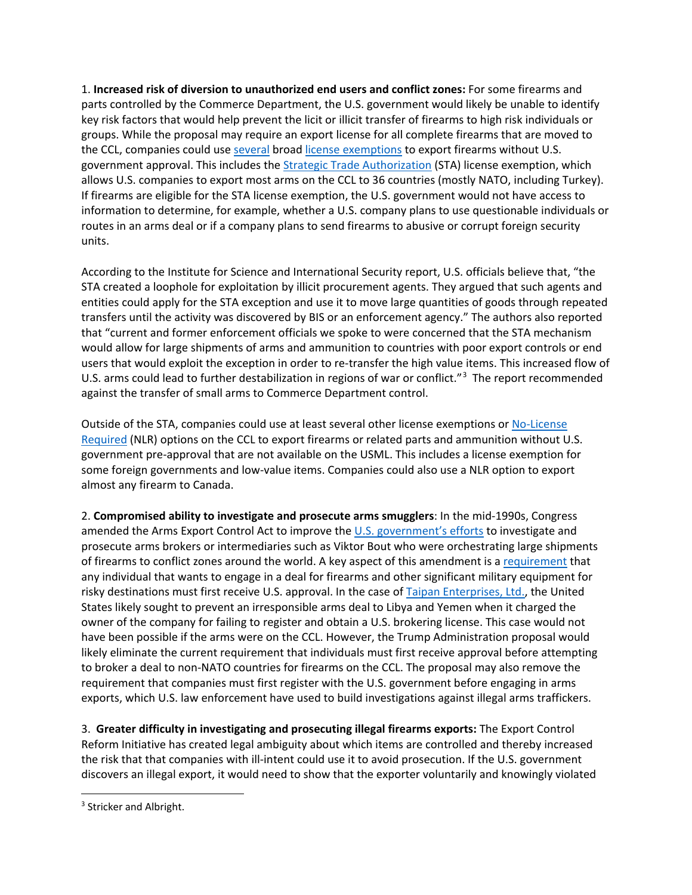1. **Increased risk of diversion to unauthorized end users and conflict zones:** For some firearms and parts controlled by the Commerce Department, the U.S. government would likely be unable to identify key risk factors that would help prevent the licit or illicit transfer of firearms to high risk individuals or groups. While the proposal may require an export license for all complete firearms that are moved to the CCL, companies could use several broad license exemptions to export firearms without U.S. government approval. This includes the Strategic Trade Authorization (STA) license exemption, which allows U.S. companies to export most arms on the CCL to 36 countries (mostly NATO, including Turkey). If firearms are eligible for the STA license exemption, the U.S. government would not have access to information to determine, for example, whether a U.S. company plans to use questionable individuals or routes in an arms deal or if a company plans to send firearms to abusive or corrupt foreign security units.

According to the Institute for Science and International Security report, U.S. officials believe that, "the STA created a loophole for exploitation by illicit procurement agents. They argued that such agents and entities could apply for the STA exception and use it to move large quantities of goods through repeated transfers until the activity was discovered by BIS or an enforcement agency." The authors also reported that "current and former enforcement officials we spoke to were concerned that the STA mechanism would allow for large shipments of arms and ammunition to countries with poor export controls or end users that would exploit the exception in order to re-transfer the high value items. This increased flow of U.S. arms could lead to further destabilization in regions of war or conflict."[3] The report recommended against the transfer of small arms to Commerce Department control.

Outside of the STA, companies could use at least several other license exemptions or No-License Required (NLR) options on the CCL to export firearms or related parts and ammunition without U.S. government pre-approval that are not available on the USML. This includes a license exemption for some foreign governments and low-value items. Companies could also use a NLR option to export almost any firearm to Canada.

2. **Compromised ability to investigate and prosecute arms smugglers**: In the mid-1990s, Congress amended the Arms Export Control Act to improve the U.S. government's efforts to investigate and prosecute arms brokers or intermediaries such as Viktor Bout who were orchestrating large shipments of firearms to conflict zones around the world. A key aspect of this amendment is a requirement that any individual that wants to engage in a deal for firearms and other significant military equipment for risky destinations must first receive U.S. approval. In the case of Taipan Enterprises, Ltd., the United States likely sought to prevent an irresponsible arms deal to Libya and Yemen when it charged the owner of the company for failing to register and obtain a U.S. brokering license. This case would not have been possible if the arms were on the CCL. However, the Trump Administration proposal would likely eliminate the current requirement that individuals must first receive approval before attempting to broker a deal to non-NATO countries for firearms on the CCL. The proposal may also remove the requirement that companies must first register with the U.S. government before engaging in arms exports, which U.S. law enforcement have used to build investigations against illegal arms traffickers.

3. **Greater difficulty in investigating and prosecuting illegal firearms exports:** The Export Control Reform Initiative has created legal ambiguity about which items are controlled and thereby increased the risk that that companies with ill-intent could use it to avoid prosecution. If the U.S. government discovers an illegal export, it would need to show that the exporter voluntarily and knowingly violated

[3] Stricker and Albright.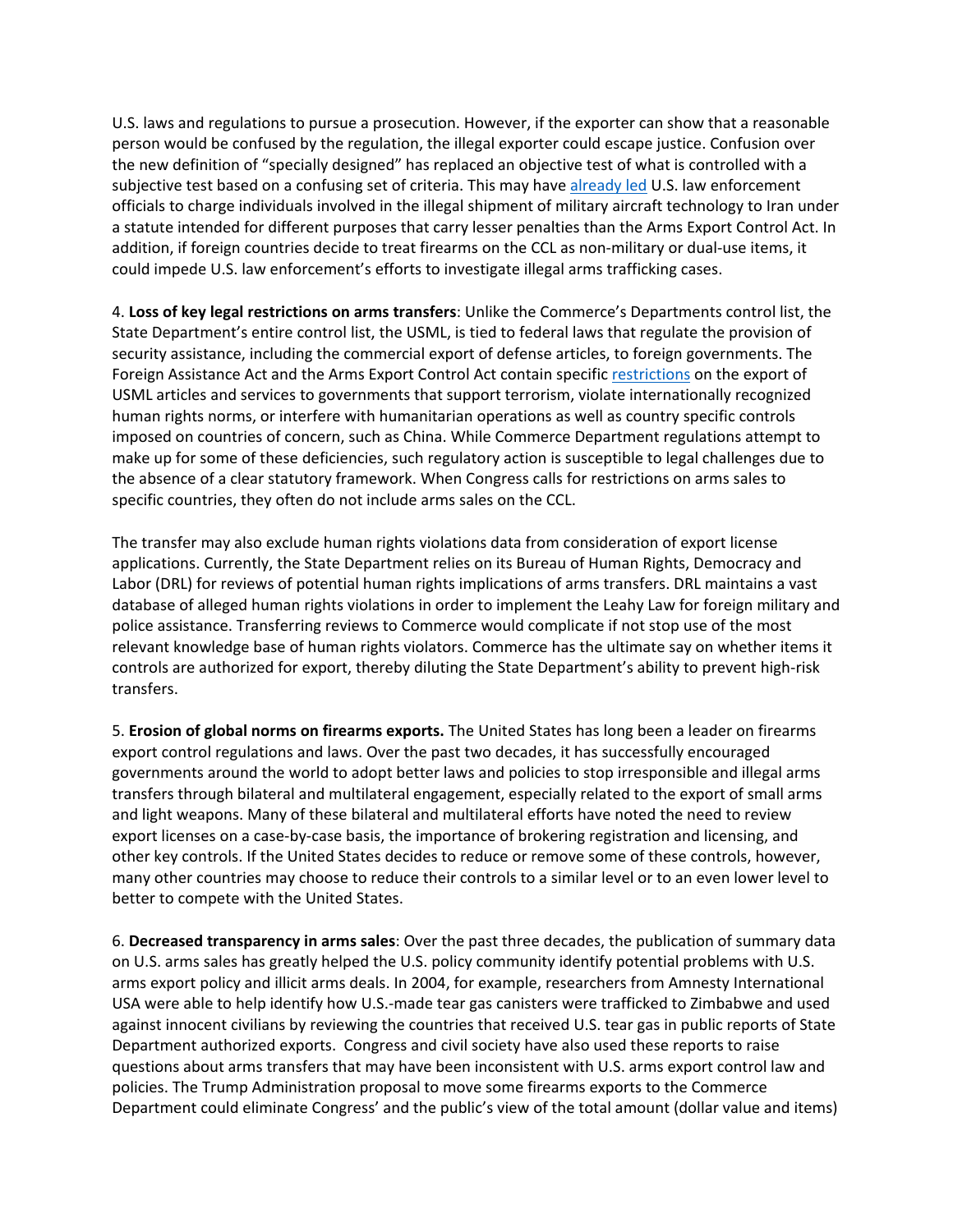U.S. laws and regulations to pursue a prosecution. However, if the exporter can show that a reasonable person would be confused by the regulation, the illegal exporter could escape justice. Confusion over the new definition of "specially designed" has replaced an objective test of what is controlled with a subjective test based on a confusing set of criteria. This may have already led U.S. law enforcement officials to charge individuals involved in the illegal shipment of military aircraft technology to Iran under a statute intended for different purposes that carry lesser penalties than the Arms Export Control Act. In addition, if foreign countries decide to treat firearms on the CCL as non-military or dual-use items, it could impede U.S. law enforcement's efforts to investigate illegal arms trafficking cases.

4. **Loss of key legal restrictions on arms transfers**: Unlike the Commerce's Departments control list, the State Department's entire control list, the USML, is tied to federal laws that regulate the provision of security assistance, including the commercial export of defense articles, to foreign governments. The Foreign Assistance Act and the Arms Export Control Act contain specific restrictions on the export of USML articles and services to governments that support terrorism, violate internationally recognized human rights norms, or interfere with humanitarian operations as well as country specific controls imposed on countries of concern, such as China. While Commerce Department regulations attempt to make up for some of these deficiencies, such regulatory action is susceptible to legal challenges due to the absence of a clear statutory framework. When Congress calls for restrictions on arms sales to specific countries, they often do not include arms sales on the CCL.

The transfer may also exclude human rights violations data from consideration of export license applications. Currently, the State Department relies on its Bureau of Human Rights, Democracy and Labor (DRL) for reviews of potential human rights implications of arms transfers. DRL maintains a vast database of alleged human rights violations in order to implement the Leahy Law for foreign military and police assistance. Transferring reviews to Commerce would complicate if not stop use of the most relevant knowledge base of human rights violators. Commerce has the ultimate say on whether items it controls are authorized for export, thereby diluting the State Department's ability to prevent high-risk transfers.

5. **Erosion of global norms on firearms exports.** The United States has long been a leader on firearms export control regulations and laws. Over the past two decades, it has successfully encouraged governments around the world to adopt better laws and policies to stop irresponsible and illegal arms transfers through bilateral and multilateral engagement, especially related to the export of small arms and light weapons. Many of these bilateral and multilateral efforts have noted the need to review export licenses on a case-by-case basis, the importance of brokering registration and licensing, and other key controls. If the United States decides to reduce or remove some of these controls, however, many other countries may choose to reduce their controls to a similar level or to an even lower level to better to compete with the United States.

6. **Decreased transparency in arms sales**: Over the past three decades, the publication of summary data on U.S. arms sales has greatly helped the U.S. policy community identify potential problems with U.S. arms export policy and illicit arms deals. In 2004, for example, researchers from Amnesty International USA were able to help identify how U.S.-made tear gas canisters were trafficked to Zimbabwe and used against innocent civilians by reviewing the countries that received U.S. tear gas in public reports of State Department authorized exports. Congress and civil society have also used these reports to raise questions about arms transfers that may have been inconsistent with U.S. arms export control law and policies. The Trump Administration proposal to move some firearms exports to the Commerce Department could eliminate Congress' and the public's view of the total amount (dollar value and items)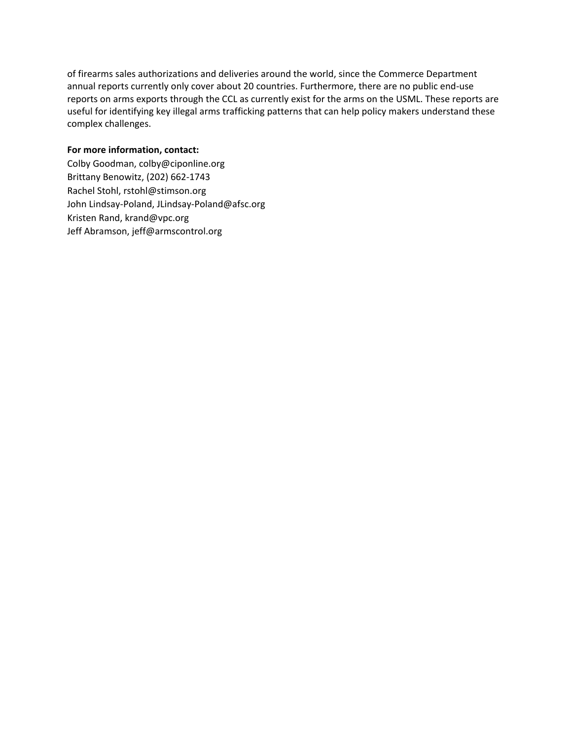of firearms sales authorizations and deliveries around the world, since the Commerce Department annual reports currently only cover about 20 countries. Furthermore, there are no public end-use reports on arms exports through the CCL as currently exist for the arms on the USML. These reports are useful for identifying key illegal arms trafficking patterns that can help policy makers understand these complex challenges.

**For more information, contact:**
Colby Goodman, colby@ciponline.org
Brittany Benowitz, (202) 662-1743
Rachel Stohl, rstohl@stimson.org
John Lindsay-Poland, JLindsay-Poland@afsc.org
Kristen Rand, krand@vpc.org
Jeff Abramson, jeff@armscontrol.org